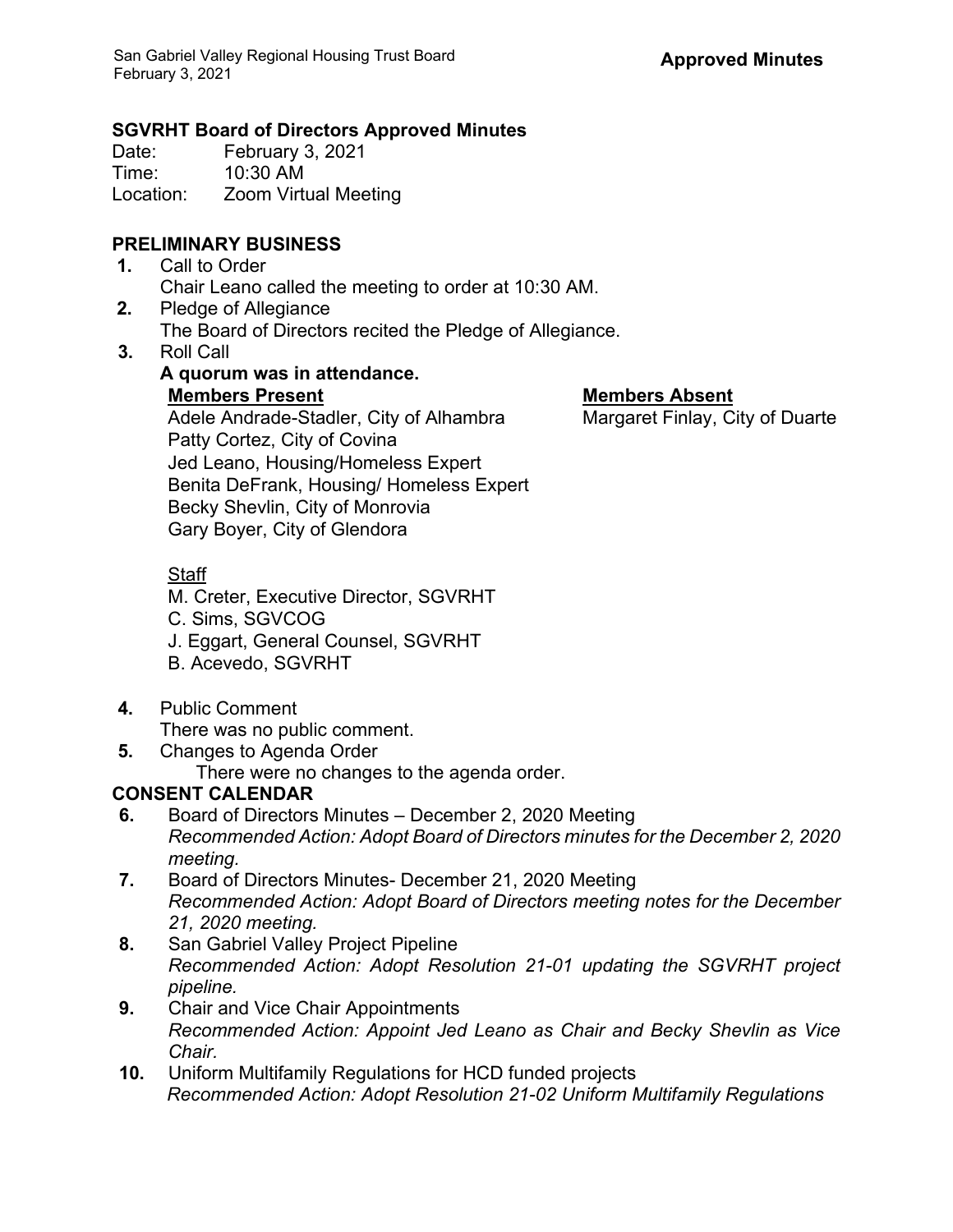**Approved Minutes**

## SGVRHT Board of Directors Approved Minutes

Date: February 3, 2021
Time: 10:30 AM
Location: Zoom Virtual Meeting

### PRELIMINARY BUSINESS

**1.** Call to Order
Chair Leano called the meeting to order at 10:30 AM.

**2.** Pledge of Allegiance
The Board of Directors recited the Pledge of Allegiance.

**3.** Roll Call
**A quorum was in attendance.**

**Members Present**
Adele Andrade-Stadler, City of Alhambra
Patty Cortez, City of Covina
Jed Leano, Housing/Homeless Expert
Benita DeFrank, Housing/ Homeless Expert
Becky Shevlin, City of Monrovia
Gary Boyer, City of Glendora

**Members Absent**
Margaret Finlay, City of Duarte

Staff
M. Creter, Executive Director, SGVRHT
C. Sims, SGVCOG
J. Eggart, General Counsel, SGVRHT
B. Acevedo, SGVRHT

**4.** Public Comment
There was no public comment.

**5.** Changes to Agenda Order
There were no changes to the agenda order.

### CONSENT CALENDAR

**6.** Board of Directors Minutes – December 2, 2020 Meeting
*Recommended Action: Adopt Board of Directors minutes for the December 2, 2020 meeting.*

**7.** Board of Directors Minutes- December 21, 2020 Meeting
*Recommended Action: Adopt Board of Directors meeting notes for the December 21, 2020 meeting.*

**8.** San Gabriel Valley Project Pipeline
*Recommended Action: Adopt Resolution 21-01 updating the SGVRHT project pipeline.*

**9.** Chair and Vice Chair Appointments
*Recommended Action: Appoint Jed Leano as Chair and Becky Shevlin as Vice Chair.*

**10.** Uniform Multifamily Regulations for HCD funded projects
*Recommended Action: Adopt Resolution 21-02 Uniform Multifamily Regulations*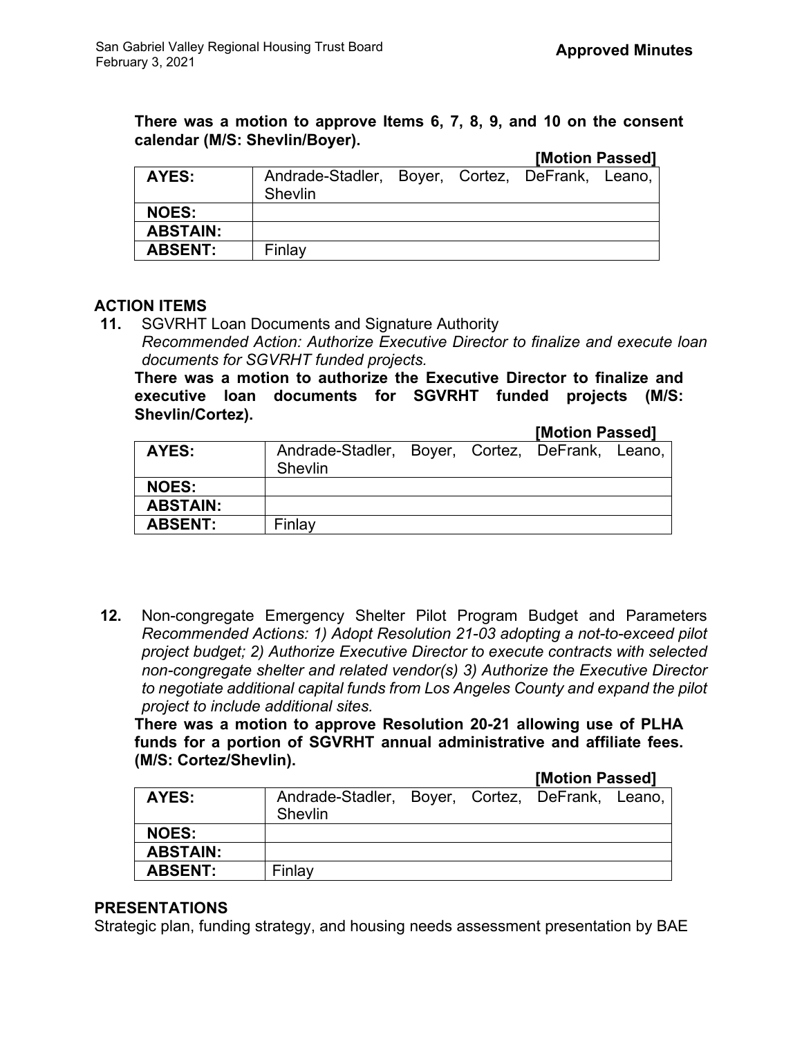**There was a motion to approve Items 6, 7, 8, 9, and 10 on the consent calendar (M/S: Shevlin/Boyer).**

**[Motion Passed]**

| | |
|---|---|
| **AYES:** | Andrade-Stadler, Boyer, Cortez, DeFrank, Leano, Shevlin |
| **NOES:** | |
| **ABSTAIN:** | |
| **ABSENT:** | Finlay |

## ACTION ITEMS

**11.** SGVRHT Loan Documents and Signature Authority
*Recommended Action: Authorize Executive Director to finalize and execute loan documents for SGVRHT funded projects.*
**There was a motion to authorize the Executive Director to finalize and executive loan documents for SGVRHT funded projects (M/S: Shevlin/Cortez).**

**[Motion Passed]**

| | |
|---|---|
| **AYES:** | Andrade-Stadler, Boyer, Cortez, DeFrank, Leano, Shevlin |
| **NOES:** | |
| **ABSTAIN:** | |
| **ABSENT:** | Finlay |

**12.** Non-congregate Emergency Shelter Pilot Program Budget and Parameters
*Recommended Actions: 1) Adopt Resolution 21-03 adopting a not-to-exceed pilot project budget; 2) Authorize Executive Director to execute contracts with selected non-congregate shelter and related vendor(s) 3) Authorize the Executive Director to negotiate additional capital funds from Los Angeles County and expand the pilot project to include additional sites.*
**There was a motion to approve Resolution 20-21 allowing use of PLHA funds for a portion of SGVRHT annual administrative and affiliate fees. (M/S: Cortez/Shevlin).**

**[Motion Passed]**

| | |
|---|---|
| **AYES:** | Andrade-Stadler, Boyer, Cortez, DeFrank, Leano, Shevlin |
| **NOES:** | |
| **ABSTAIN:** | |
| **ABSENT:** | Finlay |

## PRESENTATIONS

Strategic plan, funding strategy, and housing needs assessment presentation by BAE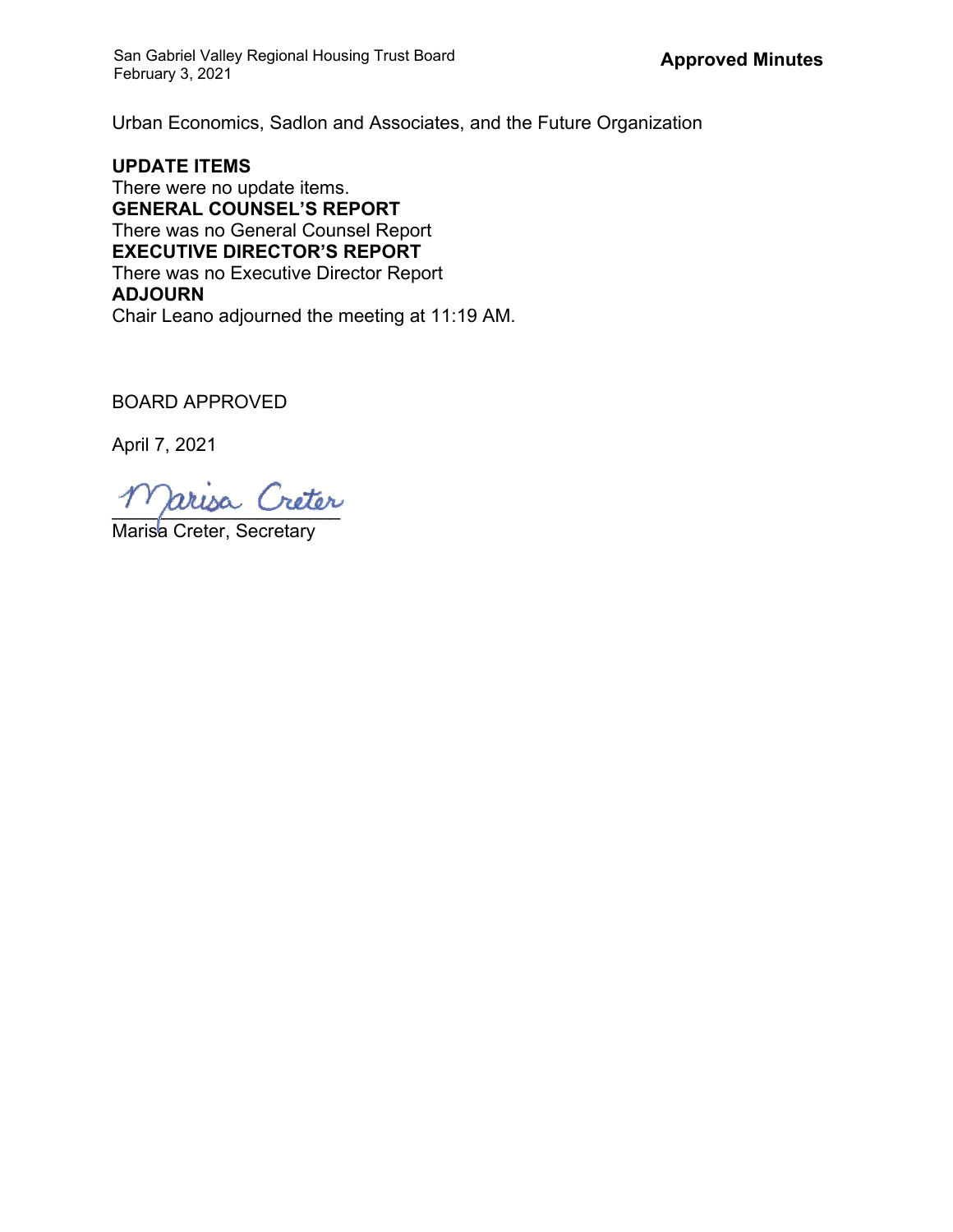Urban Economics, Sadlon and Associates, and the Future Organization

**UPDATE ITEMS**
There were no update items.

**GENERAL COUNSEL'S REPORT**
There was no General Counsel Report

**EXECUTIVE DIRECTOR'S REPORT**
There was no Executive Director Report

**ADJOURN**
Chair Leano adjourned the meeting at 11:19 AM.

BOARD APPROVED

April 7, 2021

Marisa Creter

Marisa Creter, Secretary